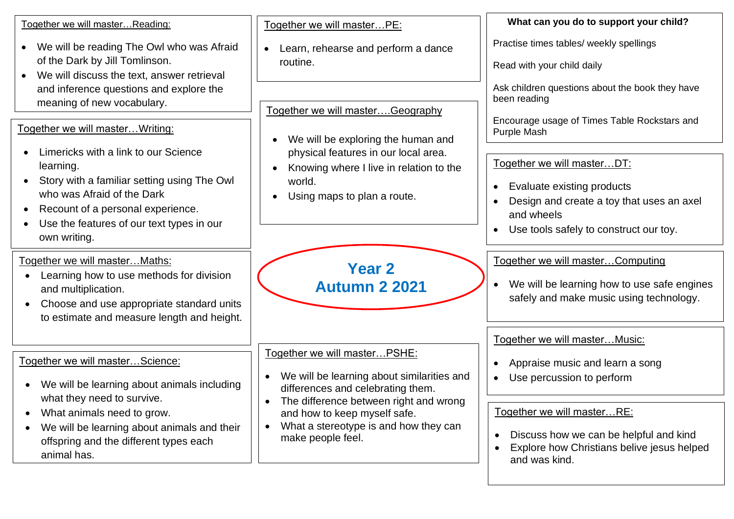# Year 2
# Autumn 2 2021

## Together we will master…Reading:

- We will be reading The Owl who was Afraid of the Dark by Jill Tomlinson.
- We will discuss the text, answer retrieval and inference questions and explore the meaning of new vocabulary.

## Together we will master…Writing:

- Limericks with a link to our Science learning.
- Story with a familiar setting using The Owl who was Afraid of the Dark
- Recount of a personal experience.
- Use the features of our text types in our own writing.

## Together we will master…Maths:

- Learning how to use methods for division and multiplication.
- Choose and use appropriate standard units to estimate and measure length and height.

## Together we will master…Science:

- We will be learning about animals including what they need to survive.
- What animals need to grow.
- We will be learning about animals and their offspring and the different types each animal has.

## Together we will master…PE:

- Learn, rehearse and perform a dance routine.

## Together we will master….Geography

- We will be exploring the human and physical features in our local area.
- Knowing where I live in relation to the world.
- Using maps to plan a route.

## Together we will master…PSHE:

- We will be learning about similarities and differences and celebrating them.
- The difference between right and wrong and how to keep myself safe.
- What a stereotype is and how they can make people feel.

## What can you do to support your child?

Practise times tables/ weekly spellings

Read with your child daily

Ask children questions about the book they have been reading

Encourage usage of Times Table Rockstars and Purple Mash

## Together we will master…DT:

- Evaluate existing products
- Design and create a toy that uses an axel and wheels
- Use tools safely to construct our toy.

## Together we will master…Computing

- We will be learning how to use safe engines safely and make music using technology.

## Together we will master…Music:

- Appraise music and learn a song
- Use percussion to perform

## Together we will master…RE:

- Discuss how we can be helpful and kind
- Explore how Christians belive jesus helped and was kind.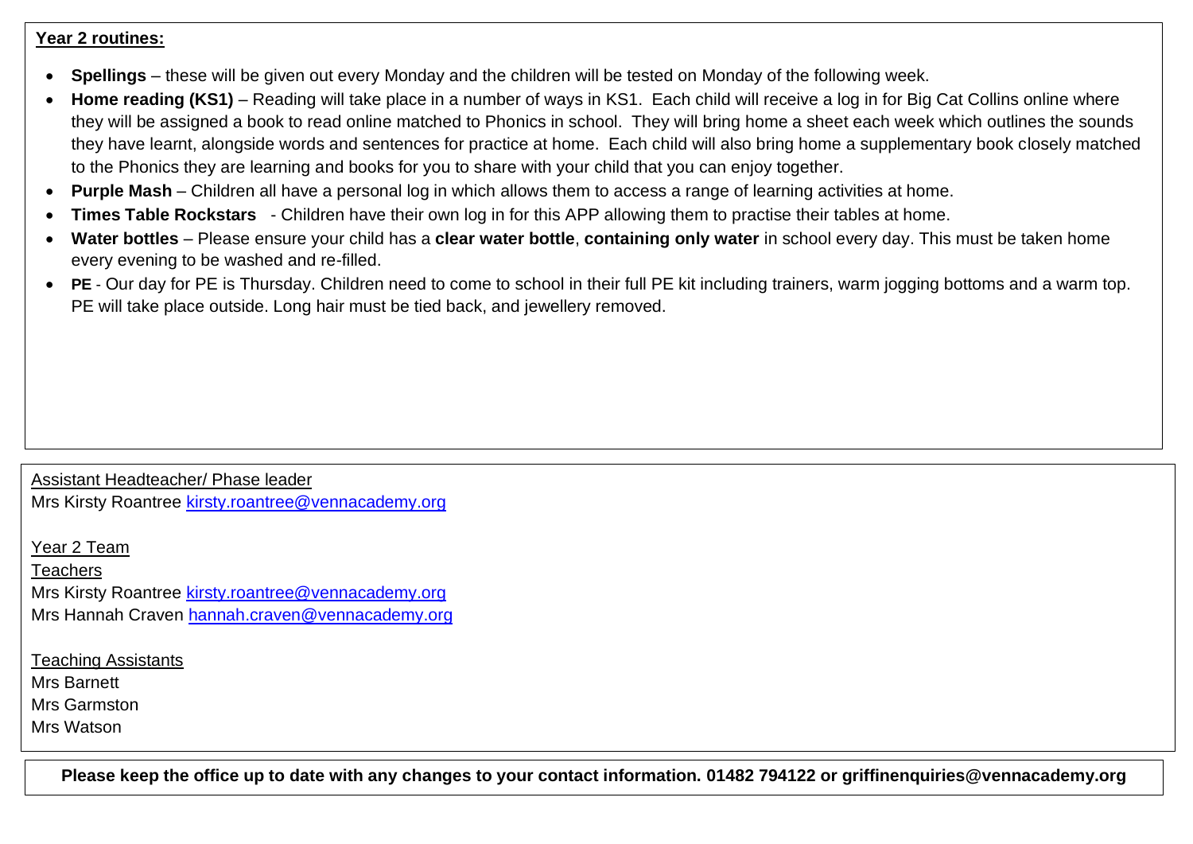**Year 2 routines:**

- **Spellings** – these will be given out every Monday and the children will be tested on Monday of the following week.
- **Home reading (KS1)** – Reading will take place in a number of ways in KS1. Each child will receive a log in for Big Cat Collins online where they will be assigned a book to read online matched to Phonics in school. They will bring home a sheet each week which outlines the sounds they have learnt, alongside words and sentences for practice at home. Each child will also bring home a supplementary book closely matched to the Phonics they are learning and books for you to share with your child that you can enjoy together.
- **Purple Mash** – Children all have a personal log in which allows them to access a range of learning activities at home.
- **Times Table Rockstars** - Children have their own log in for this APP allowing them to practise their tables at home.
- **Water bottles** – Please ensure your child has a **clear water bottle**, **containing only water** in school every day. This must be taken home every evening to be washed and re-filled.
- **PE** - Our day for PE is Thursday. Children need to come to school in their full PE kit including trainers, warm jogging bottoms and a warm top. PE will take place outside. Long hair must be tied back, and jewellery removed.

Assistant Headteacher/ Phase leader
Mrs Kirsty Roantree kirsty.roantree@vennacademy.org

Year 2 Team
Teachers
Mrs Kirsty Roantree kirsty.roantree@vennacademy.org
Mrs Hannah Craven hannah.craven@vennacademy.org

Teaching Assistants
Mrs Barnett
Mrs Garmston
Mrs Watson

**Please keep the office up to date with any changes to your contact information. 01482 794122 or griffinenquiries@vennacademy.org**